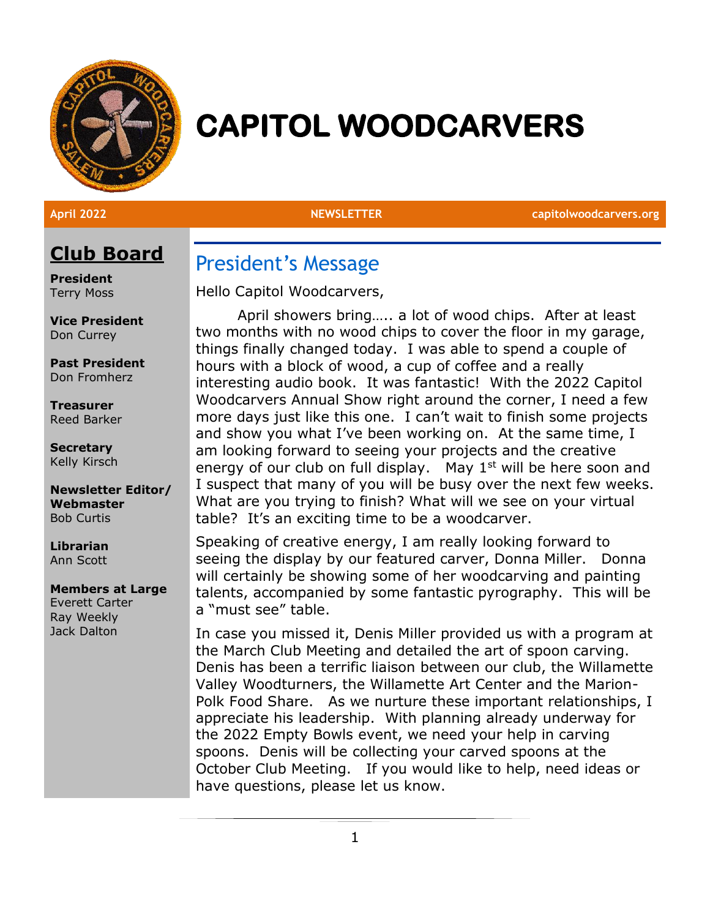# CAPITOL WOODCARVERS

**April 2022** | **NEWSLETTER** | **capitolwoodcarvers.org**

## Club Board

**President**
Terry Moss

**Vice President**
Don Currey

**Past President**
Don Fromherz

**Treasurer**
Reed Barker

**Secretary**
Kelly Kirsch

**Newsletter Editor/ Webmaster**
Bob Curtis

**Librarian**
Ann Scott

**Members at Large**
Everett Carter
Ray Weekly
Jack Dalton

## President's Message

Hello Capitol Woodcarvers,

April showers bring….. a lot of wood chips. After at least two months with no wood chips to cover the floor in my garage, things finally changed today. I was able to spend a couple of hours with a block of wood, a cup of coffee and a really interesting audio book. It was fantastic! With the 2022 Capitol Woodcarvers Annual Show right around the corner, I need a few more days just like this one. I can't wait to finish some projects and show you what I've been working on. At the same time, I am looking forward to seeing your projects and the creative energy of our club on full display. May 1st will be here soon and I suspect that many of you will be busy over the next few weeks. What are you trying to finish? What will we see on your virtual table? It's an exciting time to be a woodcarver.

Speaking of creative energy, I am really looking forward to seeing the display by our featured carver, Donna Miller. Donna will certainly be showing some of her woodcarving and painting talents, accompanied by some fantastic pyrography. This will be a "must see" table.

In case you missed it, Denis Miller provided us with a program at the March Club Meeting and detailed the art of spoon carving. Denis has been a terrific liaison between our club, the Willamette Valley Woodturners, the Willamette Art Center and the Marion-Polk Food Share. As we nurture these important relationships, I appreciate his leadership. With planning already underway for the 2022 Empty Bowls event, we need your help in carving spoons. Denis will be collecting your carved spoons at the October Club Meeting. If you would like to help, need ideas or have questions, please let us know.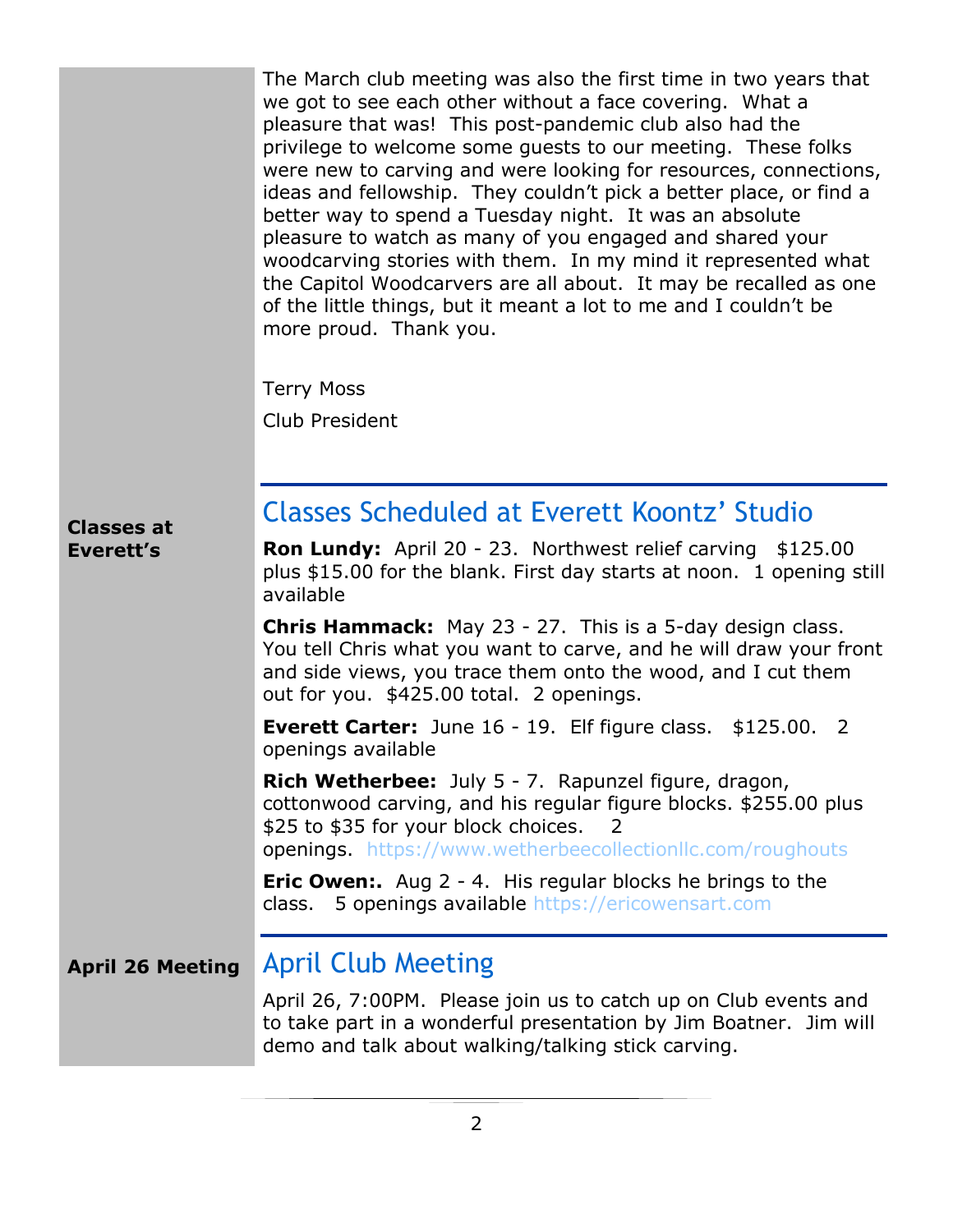The March club meeting was also the first time in two years that we got to see each other without a face covering. What a pleasure that was! This post-pandemic club also had the privilege to welcome some guests to our meeting. These folks were new to carving and were looking for resources, connections, ideas and fellowship. They couldn't pick a better place, or find a better way to spend a Tuesday night. It was an absolute pleasure to watch as many of you engaged and shared your woodcarving stories with them. In my mind it represented what the Capitol Woodcarvers are all about. It may be recalled as one of the little things, but it meant a lot to me and I couldn't be more proud. Thank you.

Terry Moss

Club President

**Classes at Everett's**

## Classes Scheduled at Everett Koontz' Studio

**Ron Lundy:** April 20 - 23. Northwest relief carving $125.00 plus $15.00 for the blank. First day starts at noon. 1 opening still available

**Chris Hammack:** May 23 - 27. This is a 5-day design class. You tell Chris what you want to carve, and he will draw your front and side views, you trace them onto the wood, and I cut them out for you. $425.00 total. 2 openings.

**Everett Carter:** June 16 - 19. Elf figure class. $125.00. 2 openings available

**Rich Wetherbee:** July 5 - 7. Rapunzel figure, dragon, cottonwood carving, and his regular figure blocks. $255.00 plus $25 to $35 for your block choices. 2 openings. https://www.wetherbeecollectionllc.com/roughouts

**Eric Owen:.** Aug 2 - 4. His regular blocks he brings to the class. 5 openings available https://ericowensart.com

**April 26 Meeting**

## April Club Meeting

April 26, 7:00PM. Please join us to catch up on Club events and to take part in a wonderful presentation by Jim Boatner. Jim will demo and talk about walking/talking stick carving.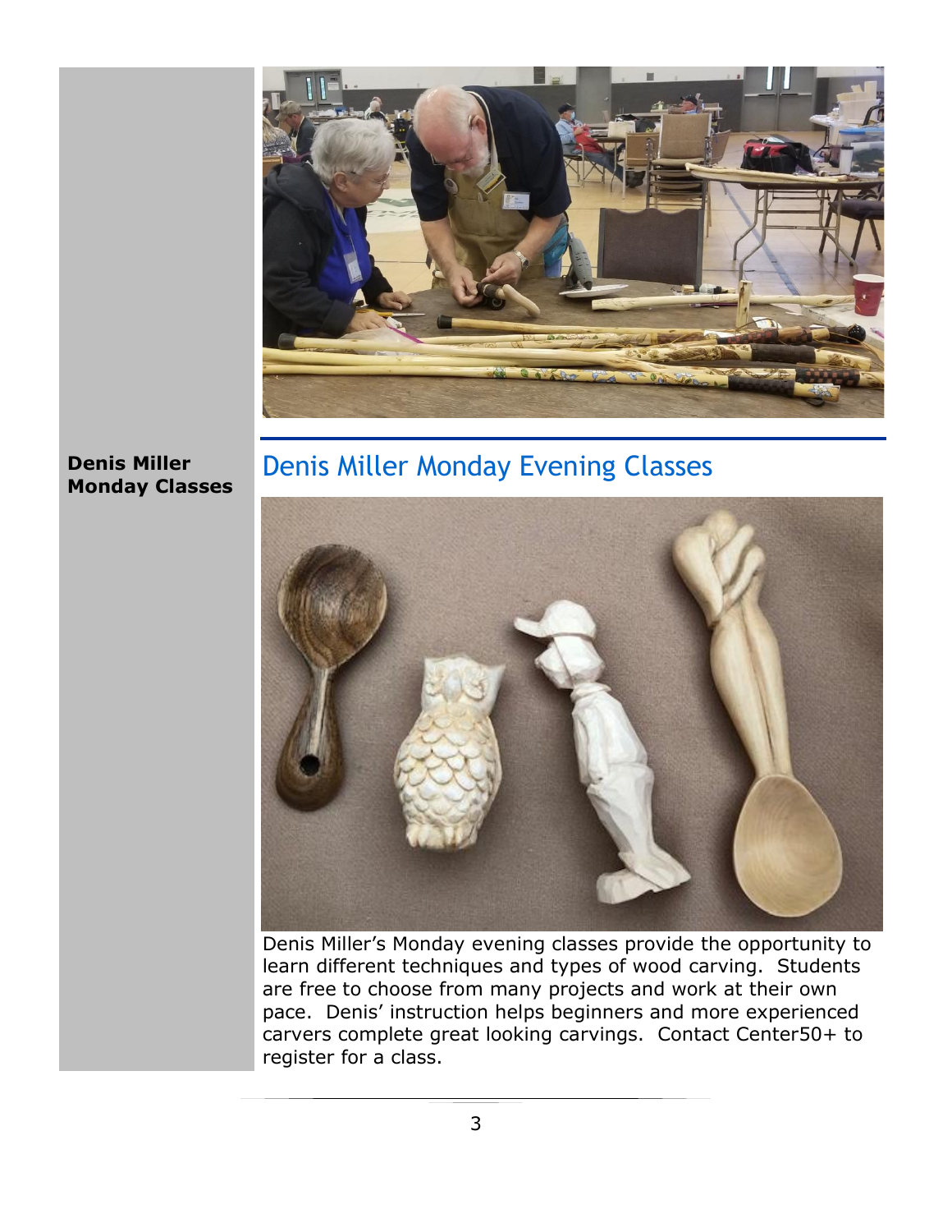**Denis Miller Monday Classes**

## Denis Miller Monday Evening Classes

Denis Miller's Monday evening classes provide the opportunity to learn different techniques and types of wood carving. Students are free to choose from many projects and work at their own pace. Denis' instruction helps beginners and more experienced carvers complete great looking carvings. Contact Center50+ to register for a class.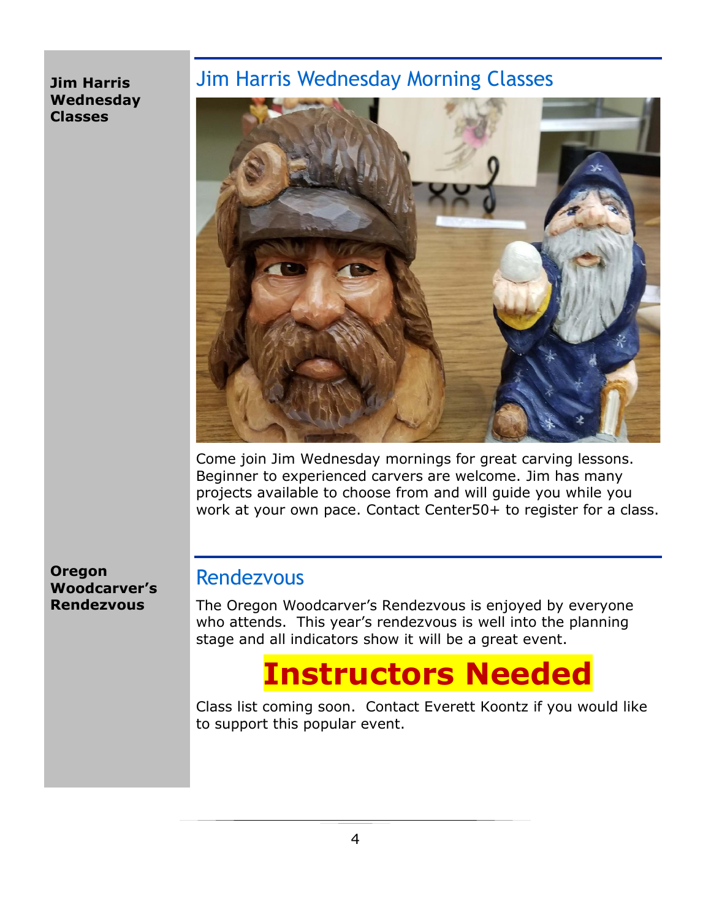**Jim Harris Wednesday Classes**

## Jim Harris Wednesday Morning Classes

Come join Jim Wednesday mornings for great carving lessons. Beginner to experienced carvers are welcome. Jim has many projects available to choose from and will guide you while you work at your own pace. Contact Center50+ to register for a class.

**Oregon Woodcarver's Rendezvous**

## Rendezvous

The Oregon Woodcarver's Rendezvous is enjoyed by everyone who attends. This year's rendezvous is well into the planning stage and all indicators show it will be a great event.

# Instructors Needed

Class list coming soon. Contact Everett Koontz if you would like to support this popular event.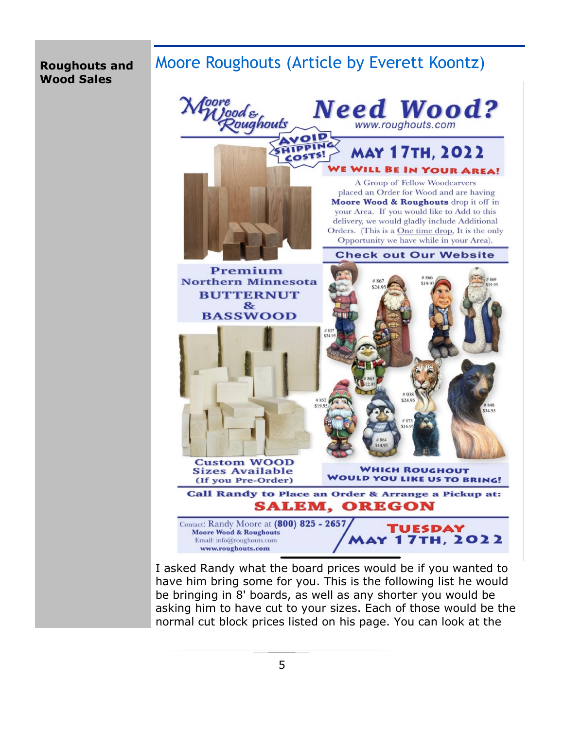**Roughouts and Wood Sales**

## Moore Roughouts (Article by Everett Koontz)

# Moore Wood & Roughouts — Need Wood?

www.roughouts.com

**AVOID SHIPPING COSTS!**

## MAY 17TH, 2022

**WE WILL BE IN YOUR AREA!**

A Group of Fellow Woodcarvers placed an Order for Wood and are having **Moore Wood & Roughouts** drop it off in your Area. If you would like to Add to this delivery, we would gladly include Additional Orders. (This is a One time drop, It is the only Opportunity we have while in your Area).

**Check out Our Website**

**Premium Northern Minnesota BUTTERNUT & BASSWOOD**

# 867 $24.95
# 866 $19.95
# 869 $19.95
# 857 $24.95
# 865 $12.95
# 038 $24.95
# 852 $19.95
# 848 $34.95
# 075 $16.95
# 864 $14.95

**Custom WOOD Sizes Available (If you Pre-Order)**

**WHICH ROUGHOUT WOULD YOU LIKE US TO BRING!**

**Call Randy to Place an Order & Arrange a Pickup at:**

## SALEM, OREGON

Contact: Randy Moore at **(800) 825 - 2657**
**Moore Wood & Roughouts**
Email: info@roughouts.com
**www.roughouts.com**

**TUESDAY MAY 17TH, 2022**

I asked Randy what the board prices would be if you wanted to have him bring some for you. This is the following list he would be bringing in 8' boards, as well as any shorter you would be asking him to have cut to your sizes. Each of those would be the normal cut block prices listed on his page. You can look at the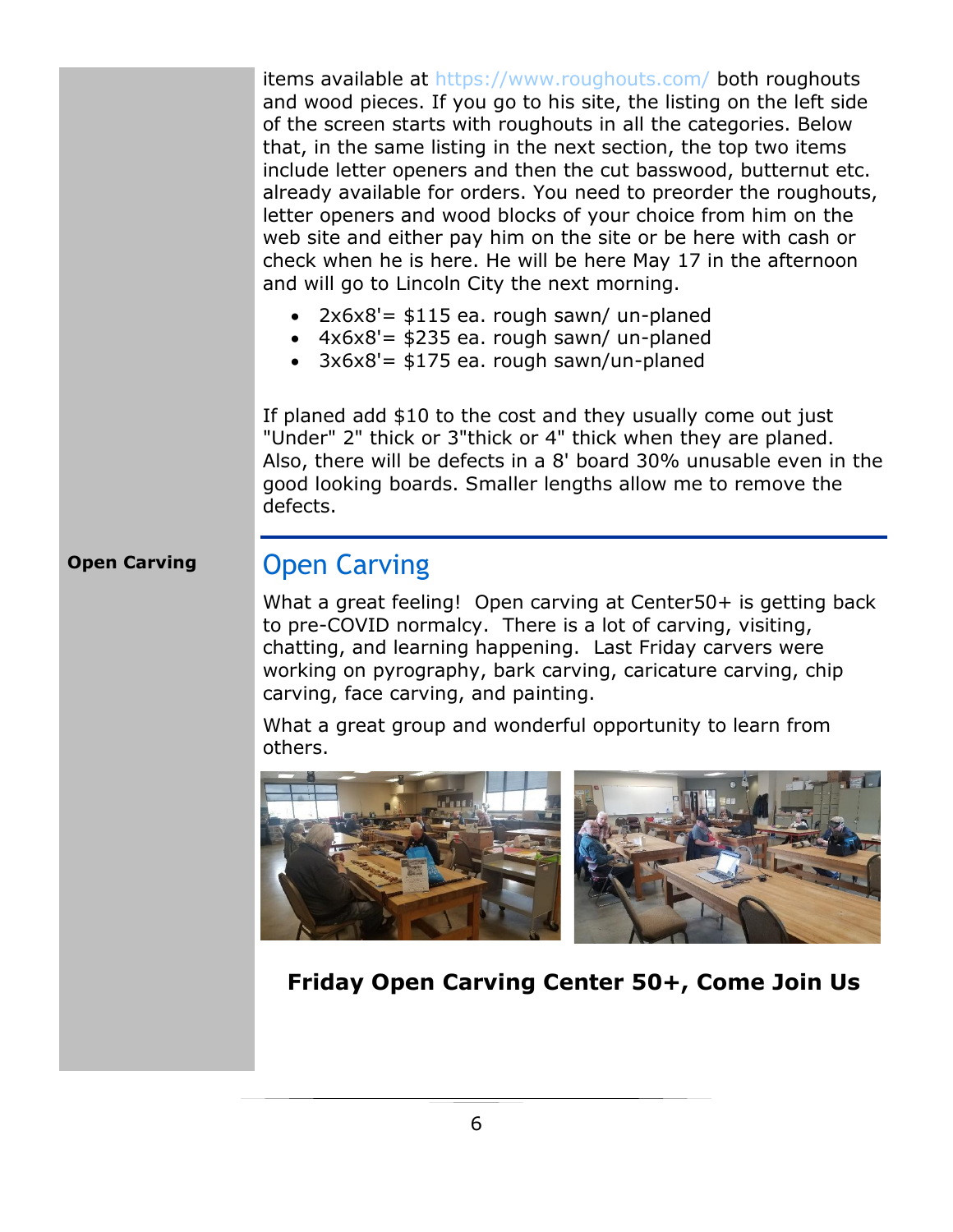items available at https://www.roughouts.com/ both roughouts and wood pieces. If you go to his site, the listing on the left side of the screen starts with roughouts in all the categories. Below that, in the same listing in the next section, the top two items include letter openers and then the cut basswood, butternut etc. already available for orders. You need to preorder the roughouts, letter openers and wood blocks of your choice from him on the web site and either pay him on the site or be here with cash or check when he is here. He will be here May 17 in the afternoon and will go to Lincoln City the next morning.

- 2x6x8'= $115 ea. rough sawn/ un-planed
- 4x6x8'= $235 ea. rough sawn/ un-planed
- 3x6x8'= $175 ea. rough sawn/un-planed

If planed add $10 to the cost and they usually come out just "Under" 2" thick or 3"thick or 4" thick when they are planed. Also, there will be defects in a 8' board 30% unusable even in the good looking boards. Smaller lengths allow me to remove the defects.

**Open Carving**

## Open Carving

What a great feeling! Open carving at Center50+ is getting back to pre-COVID normalcy. There is a lot of carving, visiting, chatting, and learning happening. Last Friday carvers were working on pyrography, bark carving, caricature carving, chip carving, face carving, and painting.

What a great group and wonderful opportunity to learn from others.

**Friday Open Carving Center 50+, Come Join Us**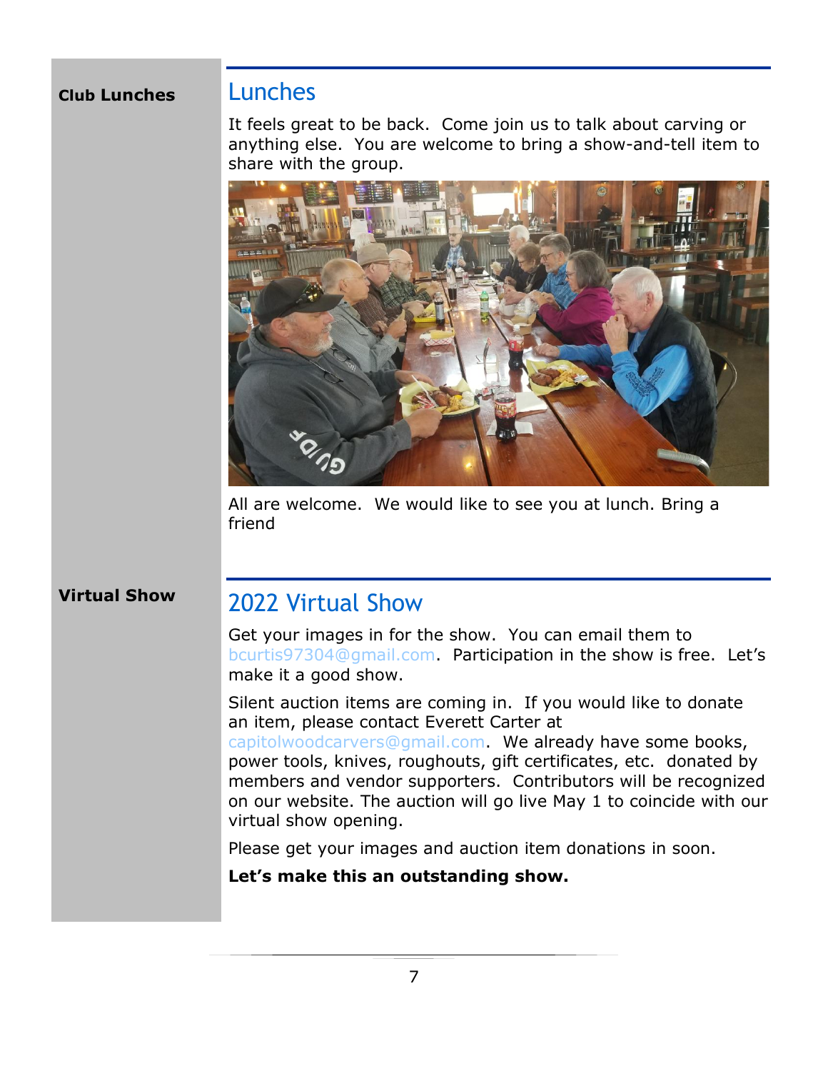**Club Lunches**

## Lunches

It feels great to be back. Come join us to talk about carving or anything else. You are welcome to bring a show-and-tell item to share with the group.

All are welcome. We would like to see you at lunch. Bring a friend

**Virtual Show**

## 2022 Virtual Show

Get your images in for the show. You can email them to bcurtis97304@gmail.com. Participation in the show is free. Let's make it a good show.

Silent auction items are coming in. If you would like to donate an item, please contact Everett Carter at capitolwoodcarvers@gmail.com. We already have some books, power tools, knives, roughouts, gift certificates, etc. donated by members and vendor supporters. Contributors will be recognized on our website. The auction will go live May 1 to coincide with our virtual show opening.

Please get your images and auction item donations in soon.

**Let's make this an outstanding show.**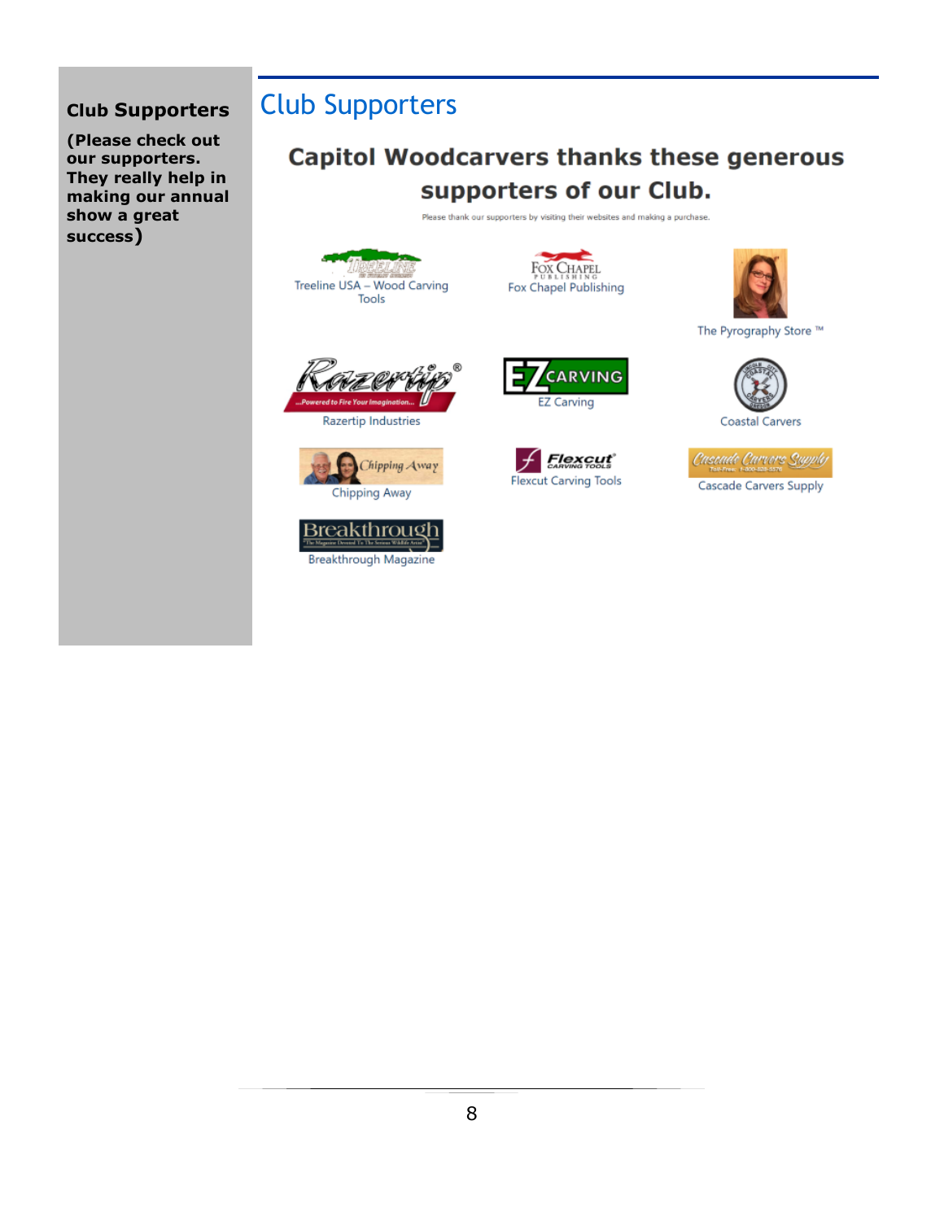**Club Supporters**

**(Please check out our supporters. They really help in making our annual show a great success)**

# Club Supporters

## Capitol Woodcarvers thanks these generous supporters of our Club.

Please thank our supporters by visiting their websites and making a purchase.

Treeline USA – Wood Carving Tools

Fox Chapel Publishing

The Pyrography Store ™

Razertip Industries

EZ Carving

Coastal Carvers

Chipping Away

Flexcut Carving Tools

Cascade Carvers Supply

Breakthrough Magazine